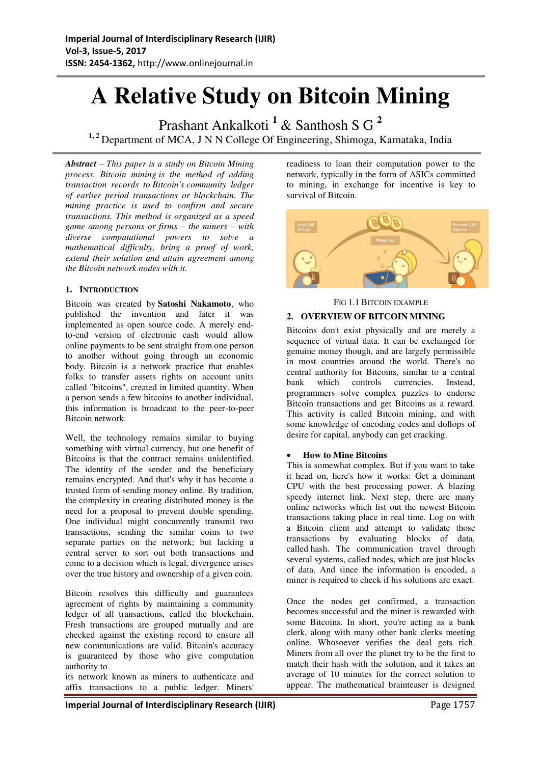# A Relative Study on Bitcoin Mining

Prashant Ankalkoti [1] & Santhosh S G [2]

[1, 2] Department of MCA, J N N College Of Engineering, Shimoga, Karnataka, India

***Abstract** – This paper is a study on Bitcoin Mining process. Bitcoin mining is the method of adding transaction records to Bitcoin's community ledger of earlier period transactions or blockchain. The mining practice is used to confirm and secure transactions. This method is organized as a speed game among persons or firms – the miners – with diverse computational powers to solve a mathematical difficulty, bring a proof of work, extend their solution and attain agreement among the Bitcoin network nodes with it.*

## 1. Introduction

Bitcoin was created by **Satoshi Nakamoto**, who published the invention and later it was implemented as open source code. A merely end-to-end version of electronic cash would allow online payments to be sent straight from one person to another without going through an economic body. Bitcoin is a network practice that enables folks to transfer assets rights on account units called "bitcoins", created in limited quantity. When a person sends a few bitcoins to another individual, this information is broadcast to the peer-to-peer Bitcoin network.

Well, the technology remains similar to buying something with virtual currency, but one benefit of Bitcoins is that the contract remains unidentified. The identity of the sender and the beneficiary remains encrypted. And that's why it has become a trusted form of sending money online. By tradition, the complexity in creating distributed money is the need for a proposal to prevent double spending. One individual might concurrently transmit two transactions, sending the similar coins to two separate parties on the network; but lacking a central server to sort out both transactions and come to a decision which is legal, divergence arises over the true history and ownership of a given coin.

Bitcoin resolves this difficulty and guarantees agreement of rights by maintaining a community ledger of all transactions, called the blockchain. Fresh transactions are grouped mutually and are checked against the existing record to ensure all new communications are valid. Bitcoin's accuracy is guaranteed by those who give computation authority to its network known as miners to authenticate and affix transactions to a public ledger. Miners' readiness to loan their computation power to the network, typically in the form of ASICs committed to mining, in exchange for incentive is key to survival of Bitcoin.

Fig 1.1 Bitcoin example

## 2. OVERVIEW OF BITCOIN MINING

Bitcoins don't exist physically and are merely a sequence of virtual data. It can be exchanged for genuine money though, and are largely permissible in most countries around the world. There's no central authority for Bitcoins, similar to a central bank which controls currencies. Instead, programmers solve complex puzzles to endorse Bitcoin transactions and get Bitcoins as a reward. This activity is called Bitcoin mining, and with some knowledge of encoding codes and dollops of desire for capital, anybody can get cracking.

- **How to Mine Bitcoins**

This is somewhat complex. But if you want to take it head on, here's how it works: Get a dominant CPU with the best processing power. A blazing speedy internet link. Next step, there are many online networks which list out the newest Bitcoin transactions taking place in real time. Log on with a Bitcoin client and attempt to validate those transactions by evaluating blocks of data, called hash. The communication travel through several systems, called nodes, which are just blocks of data. And since the information is encoded, a miner is required to check if his solutions are exact.

Once the nodes get confirmed, a transaction becomes successful and the miner is rewarded with some Bitcoins. In short, you're acting as a bank clerk, along with many other bank clerks meeting online. Whosoever verifies the deal gets rich. Miners from all over the planet try to be the first to match their hash with the solution, and it takes an average of 10 minutes for the correct solution to appear. The mathematical brainteaser is designed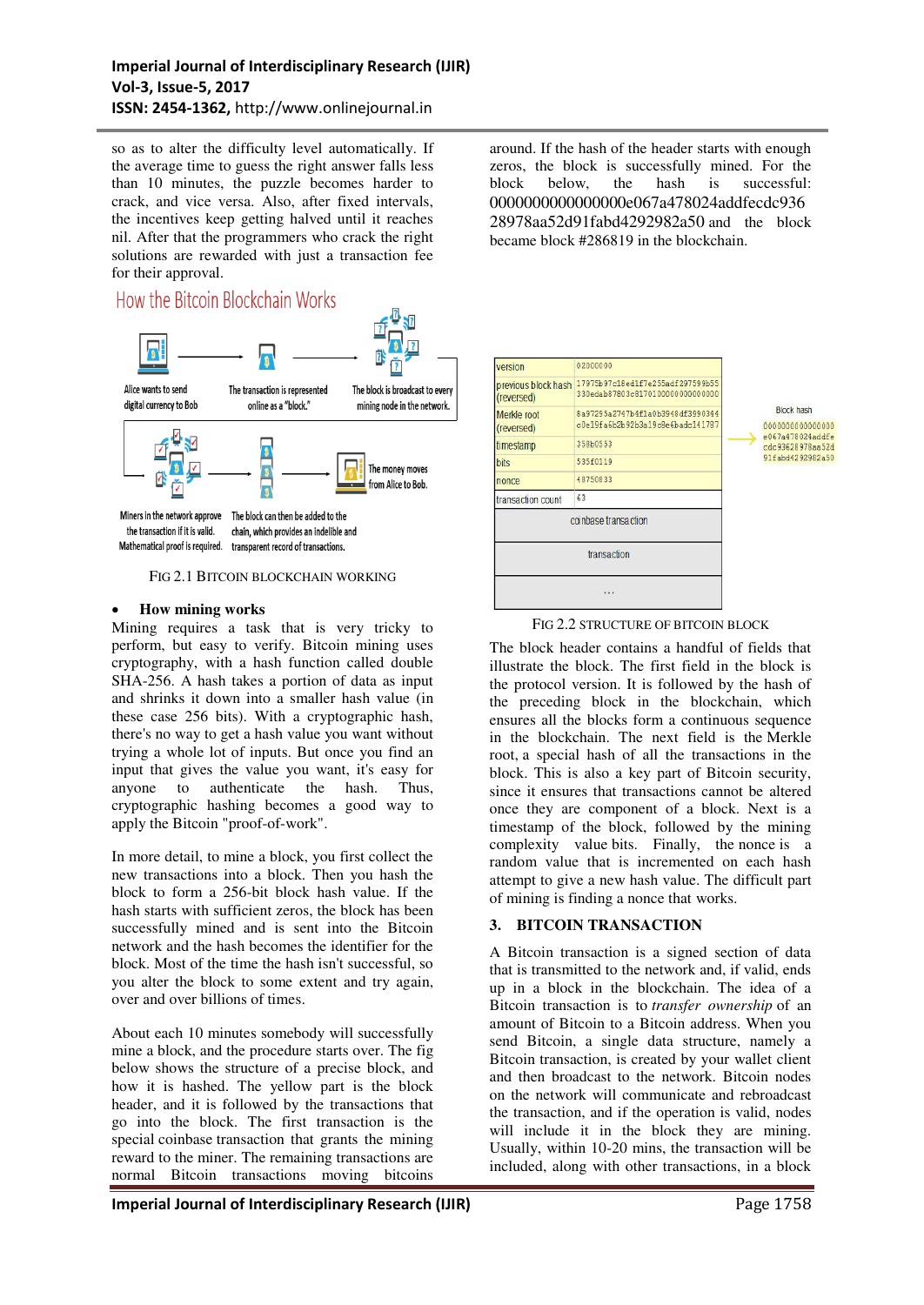so as to alter the difficulty level automatically. If the average time to guess the right answer falls less than 10 minutes, the puzzle becomes harder to crack, and vice versa. Also, after fixed intervals, the incentives keep getting halved until it reaches nil. After that the programmers who crack the right solutions are rewarded with just a transaction fee for their approval.

FIG 2.1 BITCOIN BLOCKCHAIN WORKING

- **How mining works**

Mining requires a task that is very tricky to perform, but easy to verify. Bitcoin mining uses cryptography, with a hash function called double SHA-256. A hash takes a portion of data as input and shrinks it down into a smaller hash value (in these case 256 bits). With a cryptographic hash, there's no way to get a hash value you want without trying a whole lot of inputs. But once you find an input that gives the value you want, it's easy for anyone to authenticate the hash. Thus, cryptographic hashing becomes a good way to apply the Bitcoin "proof-of-work".

In more detail, to mine a block, you first collect the new transactions into a block. Then you hash the block to form a 256-bit block hash value. If the hash starts with sufficient zeros, the block has been successfully mined and is sent into the Bitcoin network and the hash becomes the identifier for the block. Most of the time the hash isn't successful, so you alter the block to some extent and try again, over and over billions of times.

About each 10 minutes somebody will successfully mine a block, and the procedure starts over. The fig below shows the structure of a precise block, and how it is hashed. The yellow part is the block header, and it is followed by the transactions that go into the block. The first transaction is the special coinbase transaction that grants the mining reward to the miner. The remaining transactions are normal Bitcoin transactions moving bitcoins around. If the hash of the header starts with enough zeros, the block is successfully mined. For the block below, the hash is successful: 0000000000000000e067a478024addfecdc93628978aa52d91fabd4292982a50 and the block became block #286819 in the blockchain.

FIG 2.2 STRUCTURE OF BITCOIN BLOCK

The block header contains a handful of fields that illustrate the block. The first field in the block is the protocol version. It is followed by the hash of the preceding block in the blockchain, which ensures all the blocks form a continuous sequence in the blockchain. The next field is the Merkle root, a special hash of all the transactions in the block. This is also a key part of Bitcoin security, since it ensures that transactions cannot be altered once they are component of a block. Next is a timestamp of the block, followed by the mining complexity value bits. Finally, the nonce is a random value that is incremented on each hash attempt to give a new hash value. The difficult part of mining is finding a nonce that works.

## 3. BITCOIN TRANSACTION

A Bitcoin transaction is a signed section of data that is transmitted to the network and, if valid, ends up in a block in the blockchain. The idea of a Bitcoin transaction is to *transfer ownership* of an amount of Bitcoin to a Bitcoin address. When you send Bitcoin, a single data structure, namely a Bitcoin transaction, is created by your wallet client and then broadcast to the network. Bitcoin nodes on the network will communicate and rebroadcast the transaction, and if the operation is valid, nodes will include it in the block they are mining. Usually, within 10-20 mins, the transaction will be included, along with other transactions, in a block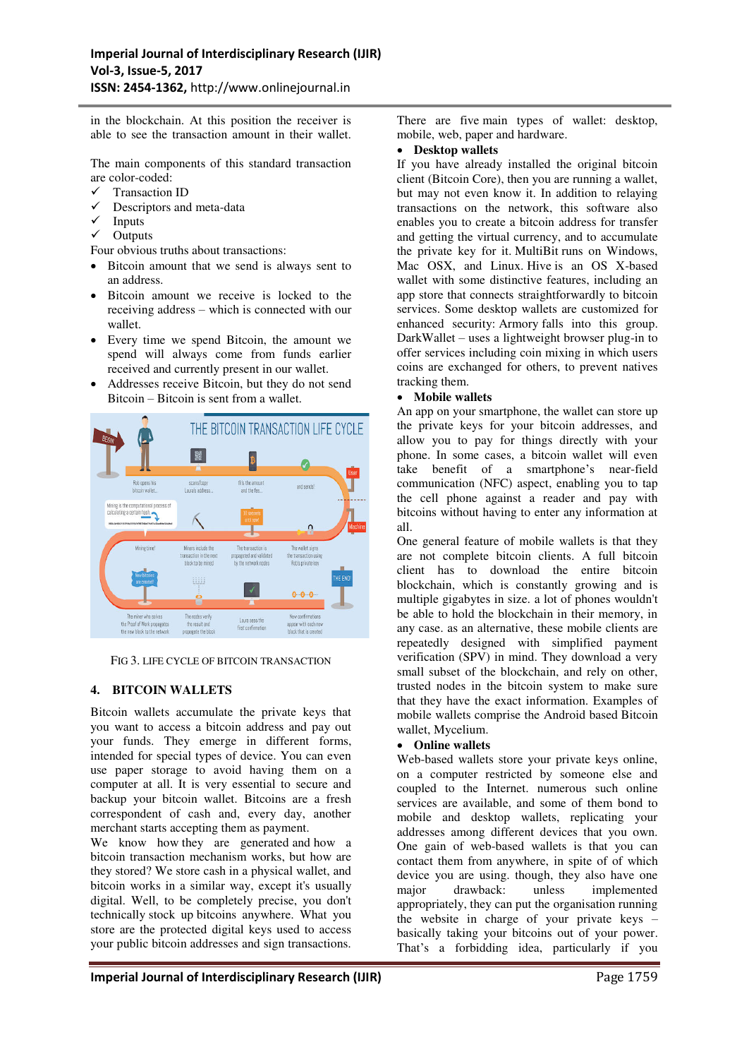in the blockchain. At this position the receiver is able to see the transaction amount in their wallet.

The main components of this standard transaction are color-coded:

- ✓ Transaction ID
- ✓ Descriptors and meta-data
- ✓ Inputs
- ✓ Outputs

Four obvious truths about transactions:

- Bitcoin amount that we send is always sent to an address.
- Bitcoin amount we receive is locked to the receiving address – which is connected with our wallet.
- Every time we spend Bitcoin, the amount we spend will always come from funds earlier received and currently present in our wallet.
- Addresses receive Bitcoin, but they do not send Bitcoin – Bitcoin is sent from a wallet.

FIG 3. LIFE CYCLE OF BITCOIN TRANSACTION

## 4. BITCOIN WALLETS

Bitcoin wallets accumulate the private keys that you want to access a bitcoin address and pay out your funds. They emerge in different forms, intended for special types of device. You can even use paper storage to avoid having them on a computer at all. It is very essential to secure and backup your bitcoin wallet. Bitcoins are a fresh correspondent of cash and, every day, another merchant starts accepting them as payment.

We know how they are generated and how a bitcoin transaction mechanism works, but how are they stored? We store cash in a physical wallet, and bitcoin works in a similar way, except it's usually digital. Well, to be completely precise, you don't technically stock up bitcoins anywhere. What you store are the protected digital keys used to access your public bitcoin addresses and sign transactions.

There are five main types of wallet: desktop, mobile, web, paper and hardware.

- **Desktop wallets**

If you have already installed the original bitcoin client (Bitcoin Core), then you are running a wallet, but may not even know it. In addition to relaying transactions on the network, this software also enables you to create a bitcoin address for transfer and getting the virtual currency, and to accumulate the private key for it. MultiBit runs on Windows, Mac OSX, and Linux. Hive is an OS X-based wallet with some distinctive features, including an app store that connects straightforwardly to bitcoin services. Some desktop wallets are customized for enhanced security: Armory falls into this group. DarkWallet – uses a lightweight browser plug-in to offer services including coin mixing in which users coins are exchanged for others, to prevent natives tracking them.

- **Mobile wallets**

An app on your smartphone, the wallet can store up the private keys for your bitcoin addresses, and allow you to pay for things directly with your phone. In some cases, a bitcoin wallet will even take benefit of a smartphone's near-field communication (NFC) aspect, enabling you to tap the cell phone against a reader and pay with bitcoins without having to enter any information at all.

One general feature of mobile wallets is that they are not complete bitcoin clients. A full bitcoin client has to download the entire bitcoin blockchain, which is constantly growing and is multiple gigabytes in size. a lot of phones wouldn't be able to hold the blockchain in their memory, in any case. as an alternative, these mobile clients are repeatedly designed with simplified payment verification (SPV) in mind. They download a very small subset of the blockchain, and rely on other, trusted nodes in the bitcoin system to make sure that they have the exact information. Examples of mobile wallets comprise the Android based Bitcoin wallet, Mycelium.

- **Online wallets**

Web-based wallets store your private keys online, on a computer restricted by someone else and coupled to the Internet. numerous such online services are available, and some of them bond to mobile and desktop wallets, replicating your addresses among different devices that you own. One gain of web-based wallets is that you can contact them from anywhere, in spite of of which device you are using. though, they also have one major drawback: unless implemented appropriately, they can put the organisation running the website in charge of your private keys – basically taking your bitcoins out of your power. That's a forbidding idea, particularly if you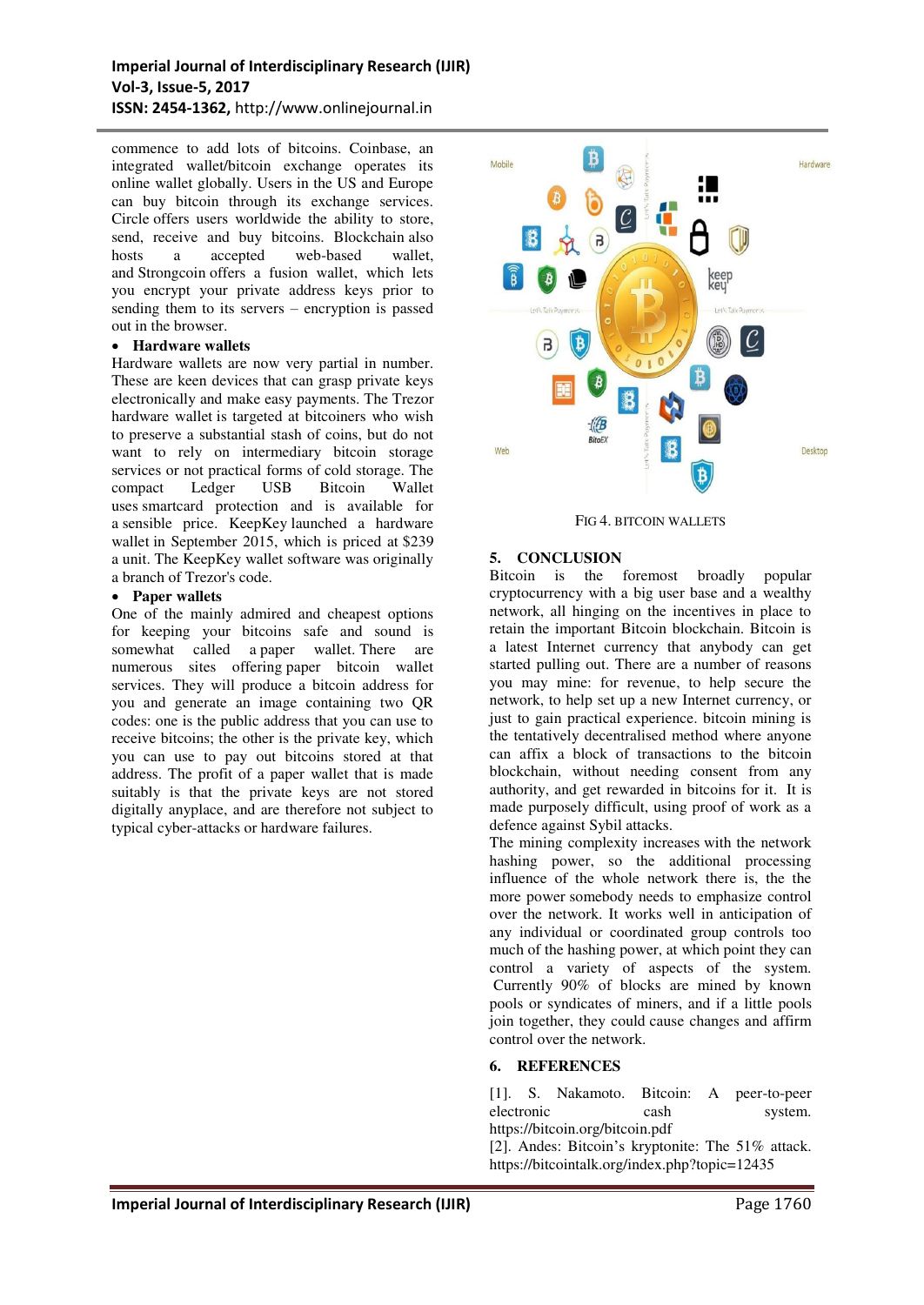commence to add lots of bitcoins. Coinbase, an integrated wallet/bitcoin exchange operates its online wallet globally. Users in the US and Europe can buy bitcoin through its exchange services. Circle offers users worldwide the ability to store, send, receive and buy bitcoins. Blockchain also hosts a accepted web-based wallet, and Strongcoin offers a fusion wallet, which lets you encrypt your private address keys prior to sending them to its servers – encryption is passed out in the browser.

- **Hardware wallets**

Hardware wallets are now very partial in number. These are keen devices that can grasp private keys electronically and make easy payments. The Trezor hardware wallet is targeted at bitcoiners who wish to preserve a substantial stash of coins, but do not want to rely on intermediary bitcoin storage services or not practical forms of cold storage. The compact Ledger USB Bitcoin Wallet uses smartcard protection and is available for a sensible price. KeepKey launched a hardware wallet in September 2015, which is priced at $239 a unit. The KeepKey wallet software was originally a branch of Trezor's code.

- **Paper wallets**

One of the mainly admired and cheapest options for keeping your bitcoins safe and sound is somewhat called a paper wallet. There are numerous sites offering paper bitcoin wallet services. They will produce a bitcoin address for you and generate an image containing two QR codes: one is the public address that you can use to receive bitcoins; the other is the private key, which you can use to pay out bitcoins stored at that address. The profit of a paper wallet that is made suitably is that the private keys are not stored digitally anyplace, and are therefore not subject to typical cyber-attacks or hardware failures.

FIG 4. BITCOIN WALLETS

## 5. CONCLUSION

Bitcoin is the foremost broadly popular cryptocurrency with a big user base and a wealthy network, all hinging on the incentives in place to retain the important Bitcoin blockchain. Bitcoin is a latest Internet currency that anybody can get started pulling out. There are a number of reasons you may mine: for revenue, to help secure the network, to help set up a new Internet currency, or just to gain practical experience. bitcoin mining is the tentatively decentralised method where anyone can affix a block of transactions to the bitcoin blockchain, without needing consent from any authority, and get rewarded in bitcoins for it. It is made purposely difficult, using proof of work as a defence against Sybil attacks.

The mining complexity increases with the network hashing power, so the additional processing influence of the whole network there is, the the more power somebody needs to emphasize control over the network. It works well in anticipation of any individual or coordinated group controls too much of the hashing power, at which point they can control a variety of aspects of the system. Currently 90% of blocks are mined by known pools or syndicates of miners, and if a little pools join together, they could cause changes and affirm control over the network.

## 6. REFERENCES

[1]. S. Nakamoto. Bitcoin: A peer-to-peer electronic cash system. https://bitcoin.org/bitcoin.pdf

[2]. Andes: Bitcoin's kryptonite: The 51% attack. https://bitcointalk.org/index.php?topic=12435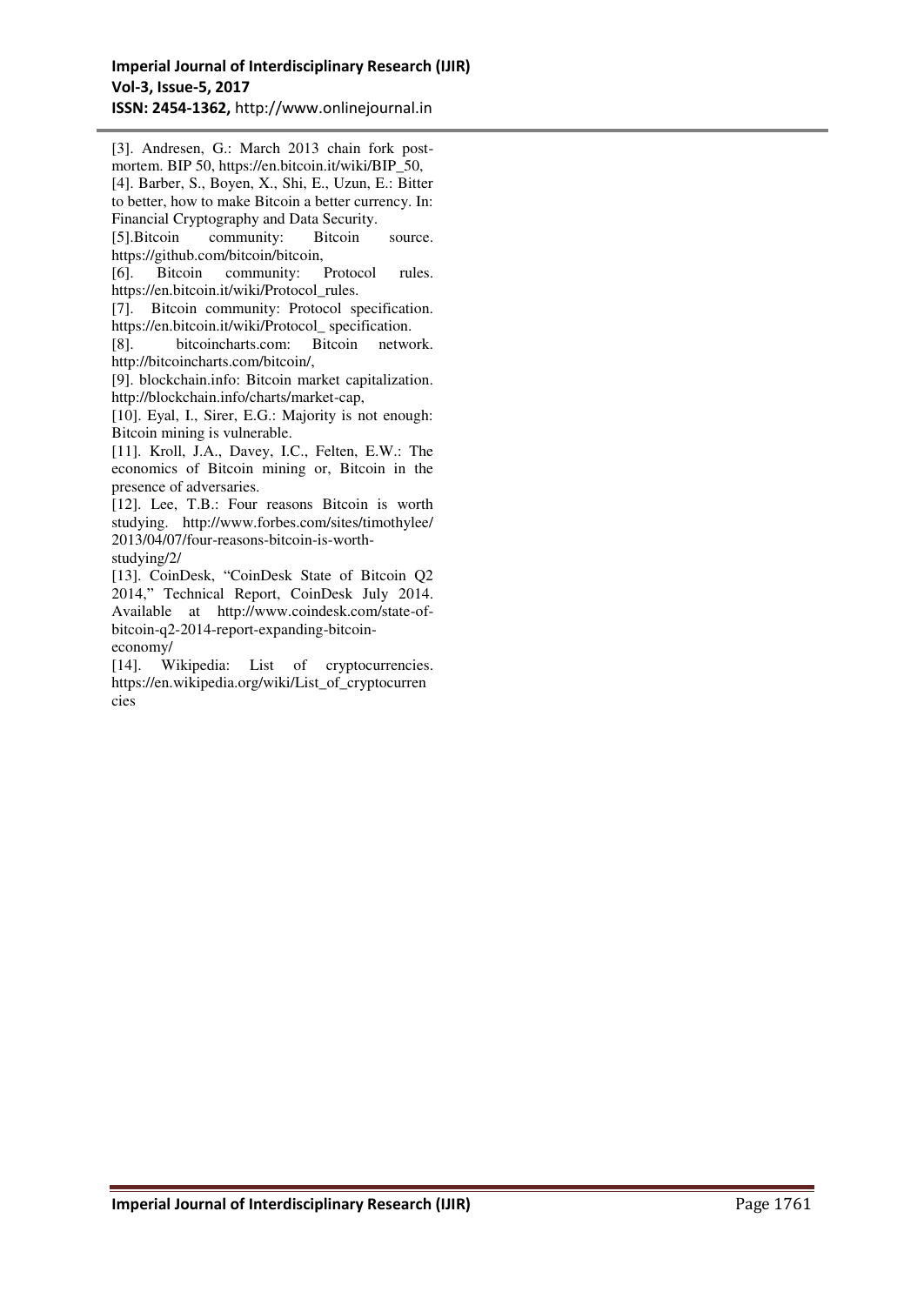[3]. Andresen, G.: March 2013 chain fork post-mortem. BIP 50, https://en.bitcoin.it/wiki/BIP_50,

[4]. Barber, S., Boyen, X., Shi, E., Uzun, E.: Bitter to better, how to make Bitcoin a better currency. In: Financial Cryptography and Data Security.

[5].Bitcoin community: Bitcoin source. https://github.com/bitcoin/bitcoin,

[6]. Bitcoin community: Protocol rules. https://en.bitcoin.it/wiki/Protocol_rules.

[7]. Bitcoin community: Protocol specification. https://en.bitcoin.it/wiki/Protocol_ specification.

[8]. bitcoincharts.com: Bitcoin network. http://bitcoincharts.com/bitcoin/,

[9]. blockchain.info: Bitcoin market capitalization. http://blockchain.info/charts/market-cap,

[10]. Eyal, I., Sirer, E.G.: Majority is not enough: Bitcoin mining is vulnerable.

[11]. Kroll, J.A., Davey, I.C., Felten, E.W.: The economics of Bitcoin mining or, Bitcoin in the presence of adversaries.

[12]. Lee, T.B.: Four reasons Bitcoin is worth studying. http://www.forbes.com/sites/timothylee/ 2013/04/07/four-reasons-bitcoin-is-worth-studying/2/

[13]. CoinDesk, "CoinDesk State of Bitcoin Q2 2014," Technical Report, CoinDesk July 2014. Available at http://www.coindesk.com/state-of-bitcoin-q2-2014-report-expanding-bitcoin-economy/

[14]. Wikipedia: List of cryptocurrencies. https://en.wikipedia.org/wiki/List_of_cryptocurrencies